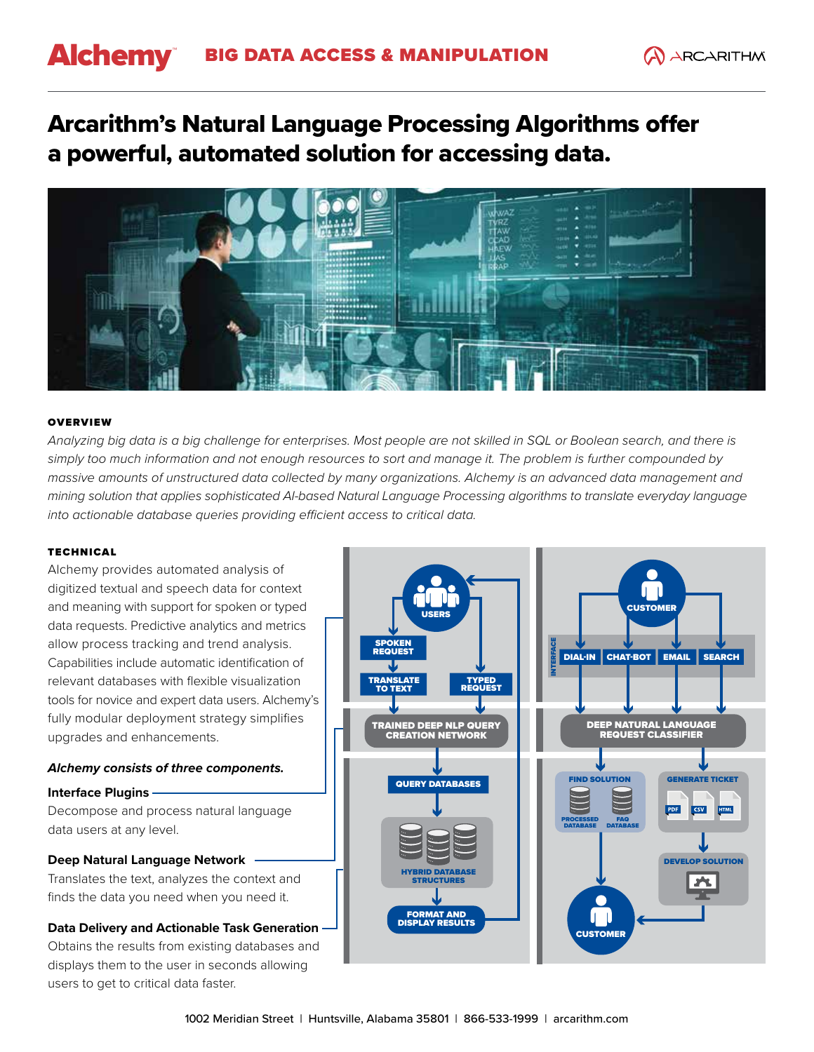# Alchemy — BIG DATA ACCESS & MANIPULATION

## Arcarithm's Natural Language Processing Algorithms offer a powerful, automated solution for accessing data.

### OVERVIEW

*Analyzing big data is a big challenge for enterprises. Most people are not skilled in SQL or Boolean search, and there is simply too much information and not enough resources to sort and manage it. The problem is further compounded by massive amounts of unstructured data collected by many organizations. Alchemy is an advanced data management and mining solution that applies sophisticated AI-based Natural Language Processing algorithms to translate everyday language into actionable database queries providing efficient access to critical data.*

### TECHNICAL

Alchemy provides automated analysis of digitized textual and speech data for context and meaning with support for spoken or typed data requests. Predictive analytics and metrics allow process tracking and trend analysis. Capabilities include automatic identification of relevant databases with flexible visualization tools for novice and expert data users. Alchemy's fully modular deployment strategy simplifies upgrades and enhancements.

***Alchemy consists of three components.***

**Interface Plugins**
Decompose and process natural language data users at any level.

**Deep Natural Language Network**
Translates the text, analyzes the context and finds the data you need when you need it.

**Data Delivery and Actionable Task Generation**
Obtains the results from existing databases and displays them to the user in seconds allowing users to get to critical data faster.

USERS → SPOKEN REQUEST → TRANSLATE TO TEXT; TYPED REQUEST → TRAINED DEEP NLP QUERY CREATION NETWORK → QUERY DATABASES → HYBRID DATABASE STRUCTURES → FORMAT AND DISPLAY RESULTS

CUSTOMER → INTERFACE: DIAL-IN, CHAT-BOT, EMAIL, SEARCH → DEEP NATURAL LANGUAGE REQUEST CLASSIFIER → FIND SOLUTION (PROCESSED DATABASE, FAQ DATABASE) / GENERATE TICKET (PDF, CSV, HTML) → DEVELOP SOLUTION → CUSTOMER

1002 Meridian Street | Huntsville, Alabama 35801 | 866-533-1999 | arcarithm.com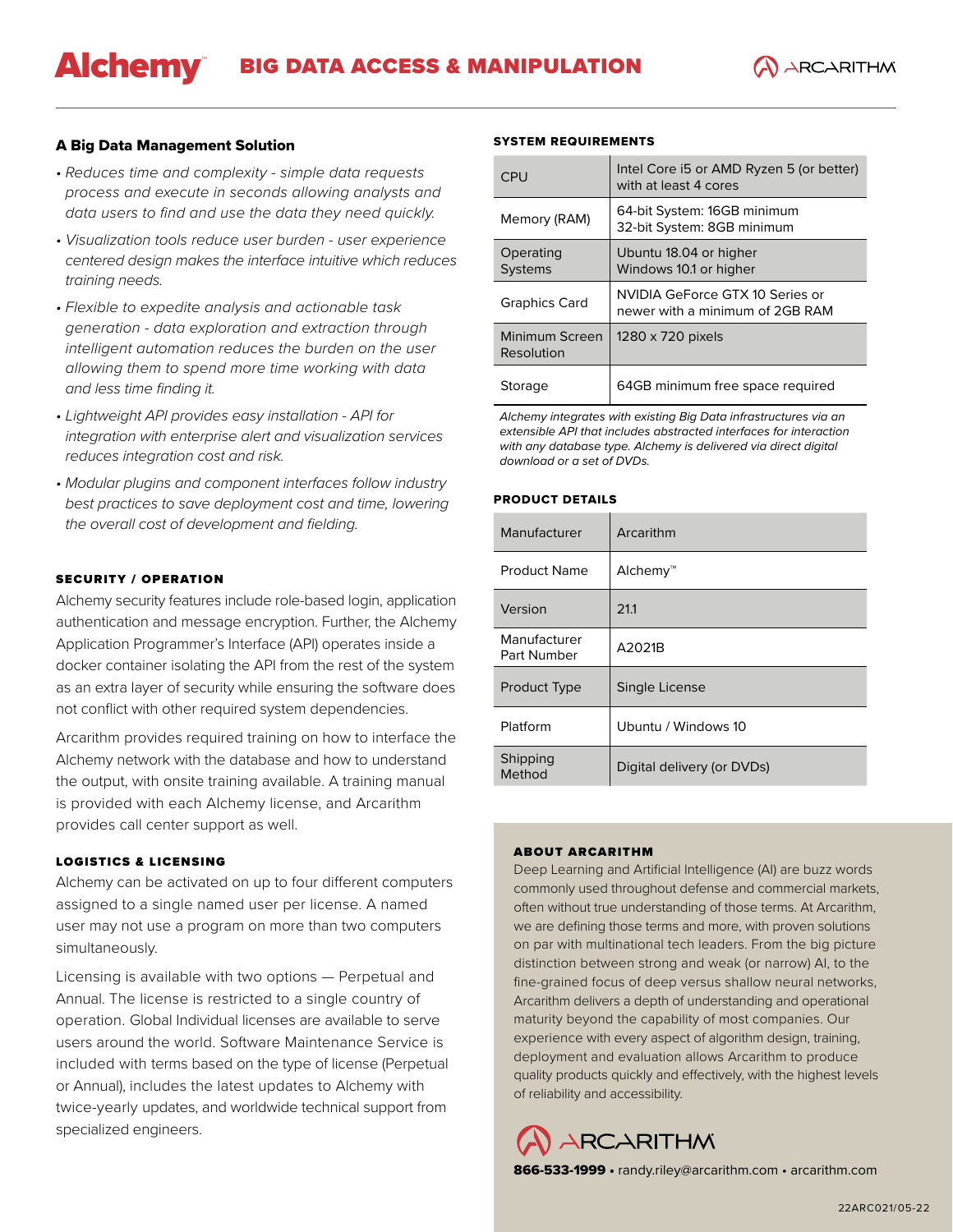# Alchemy™ BIG DATA ACCESS & MANIPULATION

## A Big Data Management Solution

- *Reduces time and complexity - simple data requests process and execute in seconds allowing analysts and data users to find and use the data they need quickly.*
- *Visualization tools reduce user burden - user experience centered design makes the interface intuitive which reduces training needs.*
- *Flexible to expedite analysis and actionable task generation - data exploration and extraction through intelligent automation reduces the burden on the user allowing them to spend more time working with data and less time finding it.*
- *Lightweight API provides easy installation - API for integration with enterprise alert and visualization services reduces integration cost and risk.*
- *Modular plugins and component interfaces follow industry best practices to save deployment cost and time, lowering the overall cost of development and fielding.*

### SECURITY / OPERATION

Alchemy security features include role-based login, application authentication and message encryption. Further, the Alchemy Application Programmer's Interface (API) operates inside a docker container isolating the API from the rest of the system as an extra layer of security while ensuring the software does not conflict with other required system dependencies.

Arcarithm provides required training on how to interface the Alchemy network with the database and how to understand the output, with onsite training available. A training manual is provided with each Alchemy license, and Arcarithm provides call center support as well.

### LOGISTICS & LICENSING

Alchemy can be activated on up to four different computers assigned to a single named user per license. A named user may not use a program on more than two computers simultaneously.

Licensing is available with two options — Perpetual and Annual. The license is restricted to a single country of operation. Global Individual licenses are available to serve users around the world. Software Maintenance Service is included with terms based on the type of license (Perpetual or Annual), includes the latest updates to Alchemy with twice-yearly updates, and worldwide technical support from specialized engineers.

### SYSTEM REQUIREMENTS

| | |
|---|---|
| CPU | Intel Core i5 or AMD Ryzen 5 (or better) with at least 4 cores |
| Memory (RAM) | 64-bit System: 16GB minimum<br>32-bit System: 8GB minimum |
| Operating Systems | Ubuntu 18.04 or higher<br>Windows 10.1 or higher |
| Graphics Card | NVIDIA GeForce GTX 10 Series or newer with a minimum of 2GB RAM |
| Minimum Screen Resolution | 1280 x 720 pixels |
| Storage | 64GB minimum free space required |

*Alchemy integrates with existing Big Data infrastructures via an extensible API that includes abstracted interfaces for interaction with any database type. Alchemy is delivered via direct digital download or a set of DVDs.*

### PRODUCT DETAILS

| | |
|---|---|
| Manufacturer | Arcarithm |
| Product Name | Alchemy™ |
| Version | 21.1 |
| Manufacturer Part Number | A2021B |
| Product Type | Single License |
| Platform | Ubuntu / Windows 10 |
| Shipping Method | Digital delivery (or DVDs) |

### ABOUT ARCARITHM

Deep Learning and Artificial Intelligence (AI) are buzz words commonly used throughout defense and commercial markets, often without true understanding of those terms. At Arcarithm, we are defining those terms and more, with proven solutions on par with multinational tech leaders. From the big picture distinction between strong and weak (or narrow) AI, to the fine-grained focus of deep versus shallow neural networks, Arcarithm delivers a depth of understanding and operational maturity beyond the capability of most companies. Our experience with every aspect of algorithm design, training, deployment and evaluation allows Arcarithm to produce quality products quickly and effectively, with the highest levels of reliability and accessibility.

ARCARITHM

**866-533-1999** • randy.riley@arcarithm.com • arcarithm.com

22ARC021/05-22